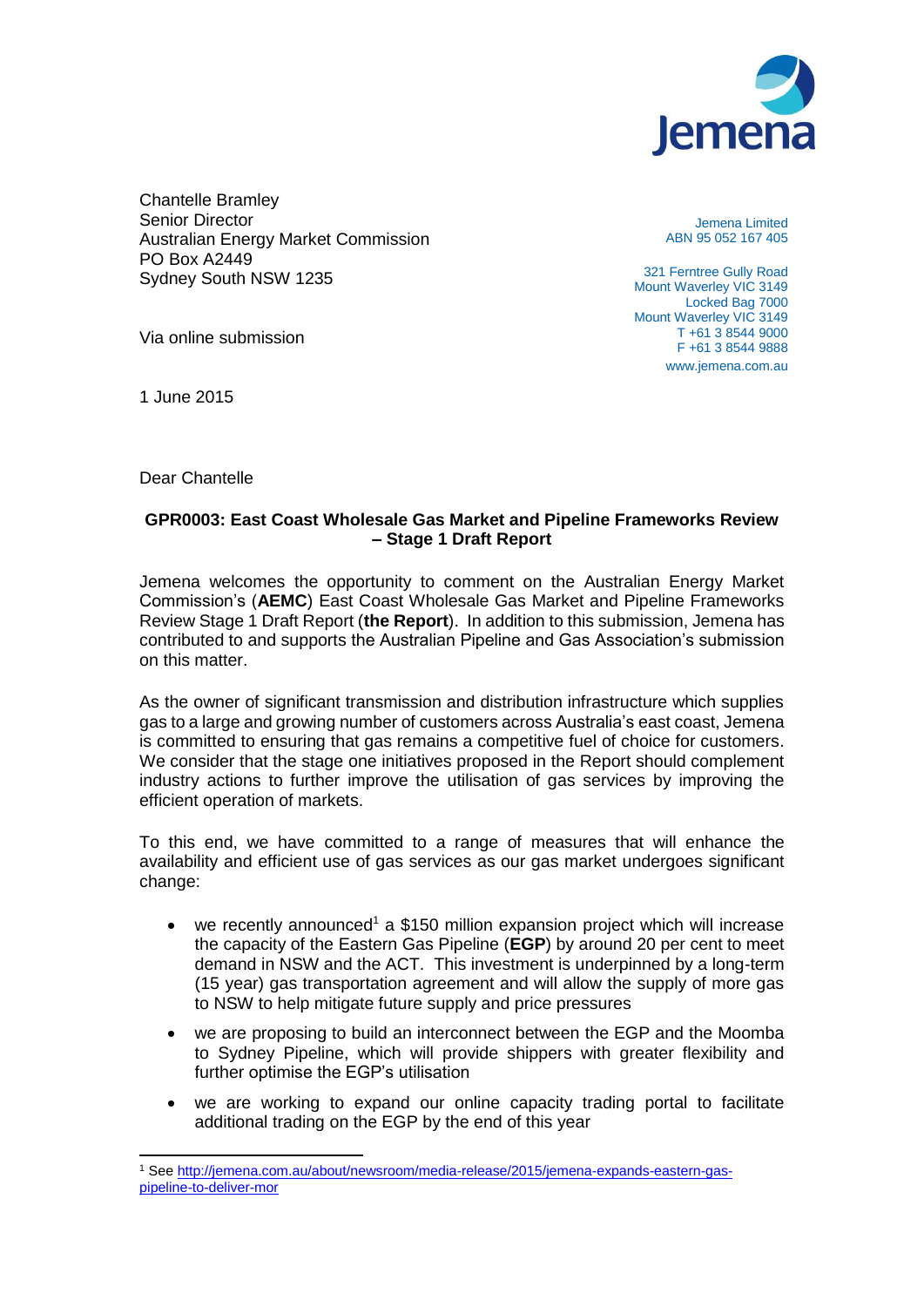Chantelle Bramley
Senior Director
Australian Energy Market Commission
PO Box A2449
Sydney South NSW 1235

Via online submission

1 June 2015

Jemena Limited
ABN 95 052 167 405

321 Ferntree Gully Road
Mount Waverley VIC 3149
Locked Bag 7000
Mount Waverley VIC 3149
T +61 3 8544 9000
F +61 3 8544 9888
www.jemena.com.au

Dear Chantelle

**GPR0003: East Coast Wholesale Gas Market and Pipeline Frameworks Review – Stage 1 Draft Report**

Jemena welcomes the opportunity to comment on the Australian Energy Market Commission's (**AEMC**) East Coast Wholesale Gas Market and Pipeline Frameworks Review Stage 1 Draft Report (**the Report**). In addition to this submission, Jemena has contributed to and supports the Australian Pipeline and Gas Association's submission on this matter.

As the owner of significant transmission and distribution infrastructure which supplies gas to a large and growing number of customers across Australia's east coast, Jemena is committed to ensuring that gas remains a competitive fuel of choice for customers. We consider that the stage one initiatives proposed in the Report should complement industry actions to further improve the utilisation of gas services by improving the efficient operation of markets.

To this end, we have committed to a range of measures that will enhance the availability and efficient use of gas services as our gas market undergoes significant change:

- we recently announced[1] a $150 million expansion project which will increase the capacity of the Eastern Gas Pipeline (**EGP**) by around 20 per cent to meet demand in NSW and the ACT. This investment is underpinned by a long-term (15 year) gas transportation agreement and will allow the supply of more gas to NSW to help mitigate future supply and price pressures
- we are proposing to build an interconnect between the EGP and the Moomba to Sydney Pipeline, which will provide shippers with greater flexibility and further optimise the EGP's utilisation
- we are working to expand our online capacity trading portal to facilitate additional trading on the EGP by the end of this year

[1] See http://jemena.com.au/about/newsroom/media-release/2015/jemena-expands-eastern-gas-pipeline-to-deliver-mor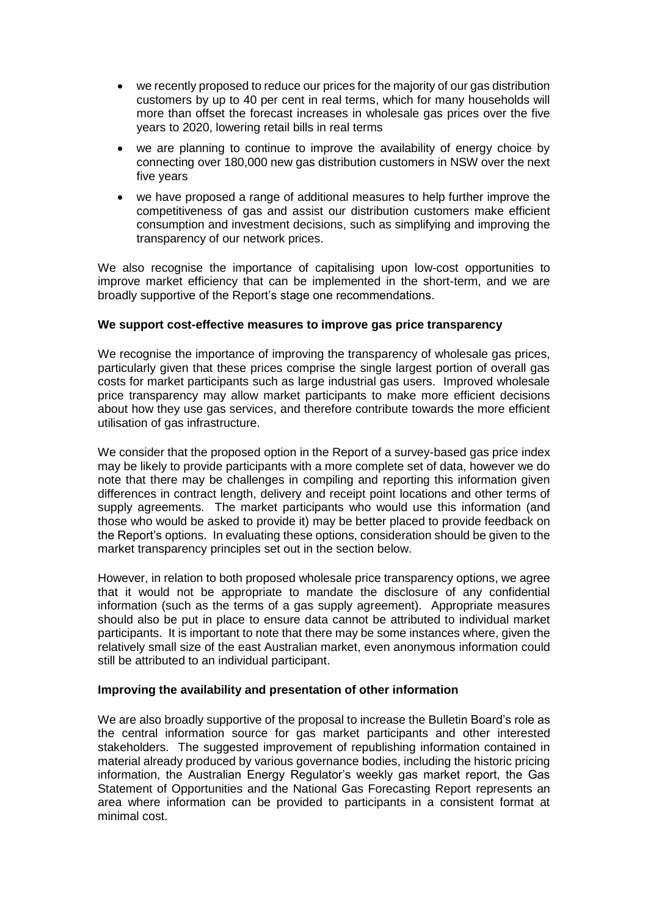- we recently proposed to reduce our prices for the majority of our gas distribution customers by up to 40 per cent in real terms, which for many households will more than offset the forecast increases in wholesale gas prices over the five years to 2020, lowering retail bills in real terms
- we are planning to continue to improve the availability of energy choice by connecting over 180,000 new gas distribution customers in NSW over the next five years
- we have proposed a range of additional measures to help further improve the competitiveness of gas and assist our distribution customers make efficient consumption and investment decisions, such as simplifying and improving the transparency of our network prices.

We also recognise the importance of capitalising upon low-cost opportunities to improve market efficiency that can be implemented in the short-term, and we are broadly supportive of the Report's stage one recommendations.

**We support cost-effective measures to improve gas price transparency**

We recognise the importance of improving the transparency of wholesale gas prices, particularly given that these prices comprise the single largest portion of overall gas costs for market participants such as large industrial gas users. Improved wholesale price transparency may allow market participants to make more efficient decisions about how they use gas services, and therefore contribute towards the more efficient utilisation of gas infrastructure.

We consider that the proposed option in the Report of a survey-based gas price index may be likely to provide participants with a more complete set of data, however we do note that there may be challenges in compiling and reporting this information given differences in contract length, delivery and receipt point locations and other terms of supply agreements. The market participants who would use this information (and those who would be asked to provide it) may be better placed to provide feedback on the Report's options. In evaluating these options, consideration should be given to the market transparency principles set out in the section below.

However, in relation to both proposed wholesale price transparency options, we agree that it would not be appropriate to mandate the disclosure of any confidential information (such as the terms of a gas supply agreement). Appropriate measures should also be put in place to ensure data cannot be attributed to individual market participants. It is important to note that there may be some instances where, given the relatively small size of the east Australian market, even anonymous information could still be attributed to an individual participant.

**Improving the availability and presentation of other information**

We are also broadly supportive of the proposal to increase the Bulletin Board's role as the central information source for gas market participants and other interested stakeholders. The suggested improvement of republishing information contained in material already produced by various governance bodies, including the historic pricing information, the Australian Energy Regulator's weekly gas market report, the Gas Statement of Opportunities and the National Gas Forecasting Report represents an area where information can be provided to participants in a consistent format at minimal cost.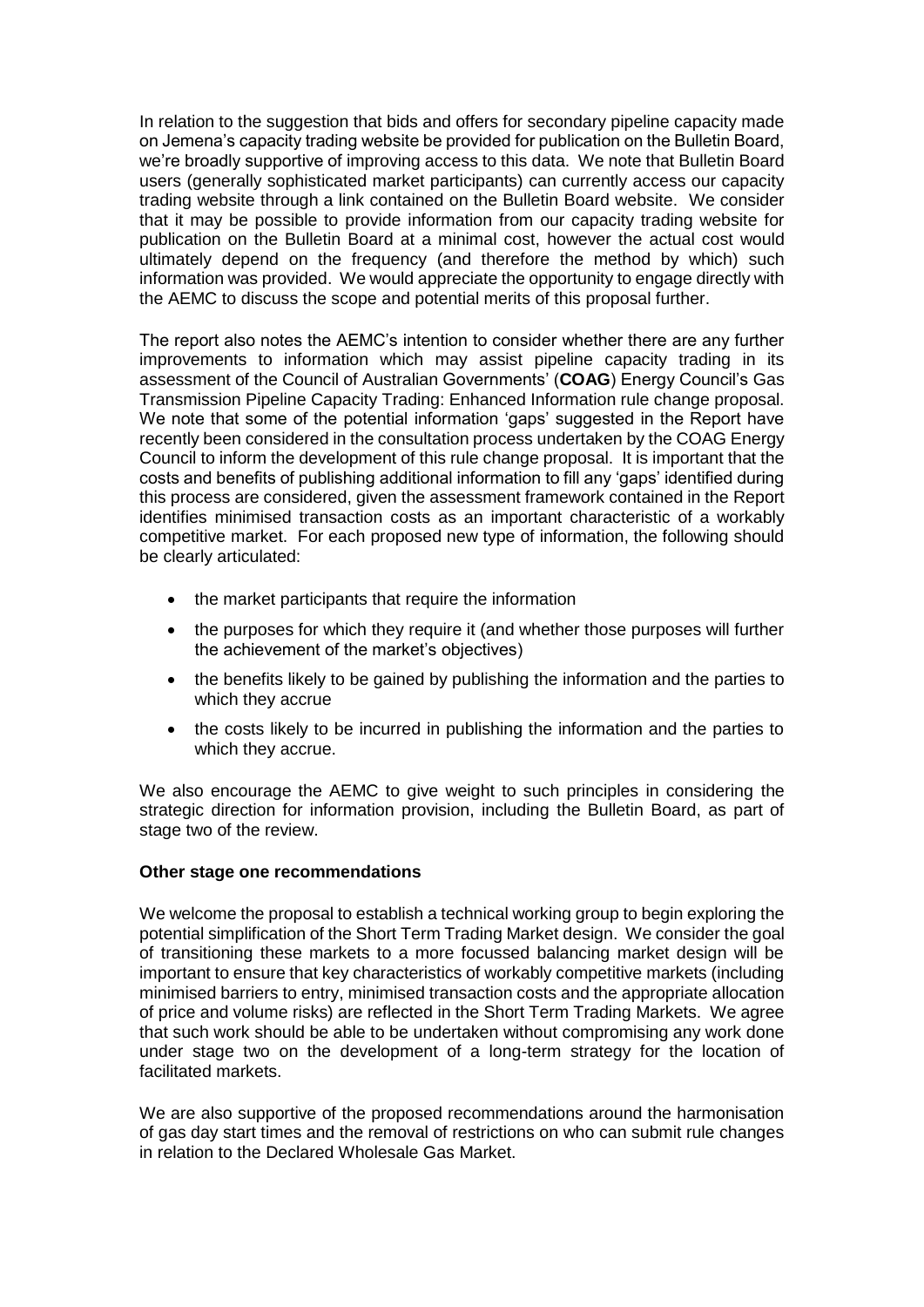In relation to the suggestion that bids and offers for secondary pipeline capacity made on Jemena's capacity trading website be provided for publication on the Bulletin Board, we're broadly supportive of improving access to this data. We note that Bulletin Board users (generally sophisticated market participants) can currently access our capacity trading website through a link contained on the Bulletin Board website. We consider that it may be possible to provide information from our capacity trading website for publication on the Bulletin Board at a minimal cost, however the actual cost would ultimately depend on the frequency (and therefore the method by which) such information was provided. We would appreciate the opportunity to engage directly with the AEMC to discuss the scope and potential merits of this proposal further.

The report also notes the AEMC's intention to consider whether there are any further improvements to information which may assist pipeline capacity trading in its assessment of the Council of Australian Governments' (**COAG**) Energy Council's Gas Transmission Pipeline Capacity Trading: Enhanced Information rule change proposal. We note that some of the potential information 'gaps' suggested in the Report have recently been considered in the consultation process undertaken by the COAG Energy Council to inform the development of this rule change proposal. It is important that the costs and benefits of publishing additional information to fill any 'gaps' identified during this process are considered, given the assessment framework contained in the Report identifies minimised transaction costs as an important characteristic of a workably competitive market. For each proposed new type of information, the following should be clearly articulated:

- the market participants that require the information
- the purposes for which they require it (and whether those purposes will further the achievement of the market's objectives)
- the benefits likely to be gained by publishing the information and the parties to which they accrue
- the costs likely to be incurred in publishing the information and the parties to which they accrue.

We also encourage the AEMC to give weight to such principles in considering the strategic direction for information provision, including the Bulletin Board, as part of stage two of the review.

**Other stage one recommendations**

We welcome the proposal to establish a technical working group to begin exploring the potential simplification of the Short Term Trading Market design. We consider the goal of transitioning these markets to a more focussed balancing market design will be important to ensure that key characteristics of workably competitive markets (including minimised barriers to entry, minimised transaction costs and the appropriate allocation of price and volume risks) are reflected in the Short Term Trading Markets. We agree that such work should be able to be undertaken without compromising any work done under stage two on the development of a long-term strategy for the location of facilitated markets.

We are also supportive of the proposed recommendations around the harmonisation of gas day start times and the removal of restrictions on who can submit rule changes in relation to the Declared Wholesale Gas Market.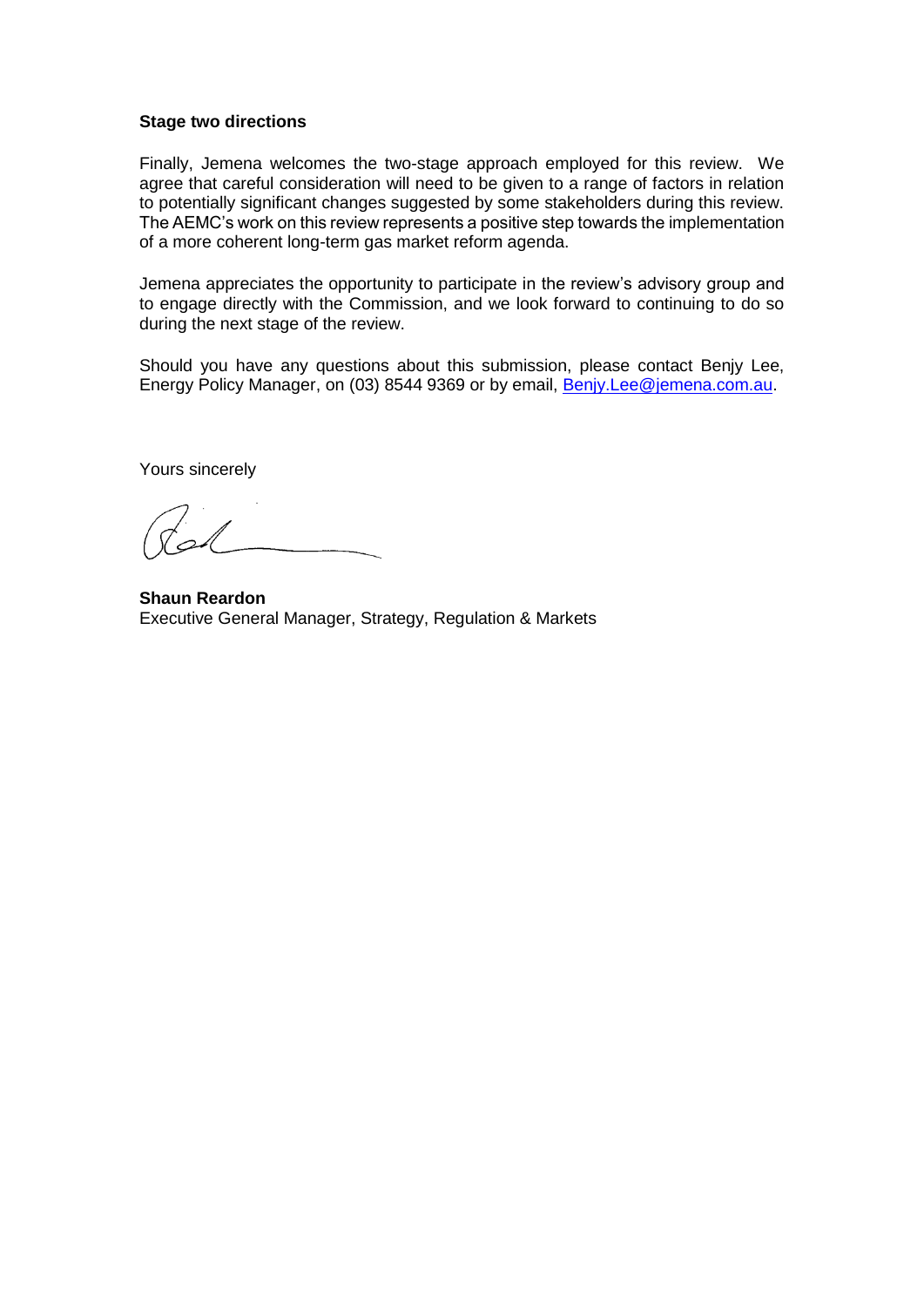**Stage two directions**

Finally, Jemena welcomes the two-stage approach employed for this review. We agree that careful consideration will need to be given to a range of factors in relation to potentially significant changes suggested by some stakeholders during this review. The AEMC's work on this review represents a positive step towards the implementation of a more coherent long-term gas market reform agenda.

Jemena appreciates the opportunity to participate in the review's advisory group and to engage directly with the Commission, and we look forward to continuing to do so during the next stage of the review.

Should you have any questions about this submission, please contact Benjy Lee, Energy Policy Manager, on (03) 8544 9369 or by email, Benjy.Lee@jemena.com.au.

Yours sincerely

**Shaun Reardon**
Executive General Manager, Strategy, Regulation & Markets